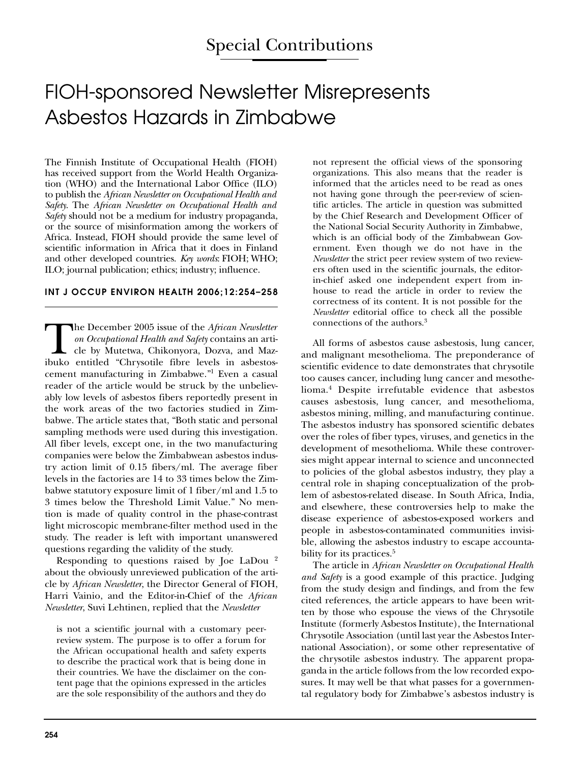Special Contributions

# FIOH-sponsored Newsletter Misrepresents Asbestos Hazards in Zimbabwe

The Finnish Institute of Occupational Health (FIOH) has received support from the World Health Organization (WHO) and the International Labor Office (ILO) to publish the *African Newsletter on Occupational Health and Safety*. The *African Newsletter on Occupational Health and Safety* should not be a medium for industry propaganda, or the source of misinformation among the workers of Africa. Instead, FIOH should provide the same level of scientific information in Africa that it does in Finland and other developed countries. *Key words*: FIOH; WHO; ILO; journal publication; ethics; industry; influence.

**INT J OCCUP ENVIRON HEALTH 2006;12:254–258**

The December 2005 issue of the *African Newsletter on Occupational Health and Safety* contains an article by Mutetwa, Chikonyora, Dozva, and Mazibuko entitled "Chrysotile fibre levels in asbestos-cement manufacturing in Zimbabwe."[1] Even a casual reader of the article would be struck by the unbelievably low levels of asbestos fibers reportedly present in the work areas of the two factories studied in Zimbabwe. The article states that, "Both static and personal sampling methods were used during this investigation. All fiber levels, except one, in the two manufacturing companies were below the Zimbabwean asbestos industry action limit of 0.15 fibers/ml. The average fiber levels in the factories are 14 to 33 times below the Zimbabwe statutory exposure limit of 1 fiber/ml and 1.5 to 3 times below the Threshold Limit Value." No mention is made of quality control in the phase-contrast light microscopic membrane-filter method used in the study. The reader is left with important unanswered questions regarding the validity of the study.

Responding to questions raised by Joe LaDou [2] about the obviously unreviewed publication of the article by *African Newsletter*, the Director General of FIOH, Harri Vainio, and the Editor-in-Chief of the *African Newsletter*, Suvi Lehtinen, replied that the *Newsletter*

> is not a scientific journal with a customary peer-review system. The purpose is to offer a forum for the African occupational health and safety experts to describe the practical work that is being done in their countries. We have the disclaimer on the content page that the opinions expressed in the articles are the sole responsibility of the authors and they do not represent the official views of the sponsoring organizations. This also means that the reader is informed that the articles need to be read as ones not having gone through the peer-review of scientific articles. The article in question was submitted by the Chief Research and Development Officer of the National Social Security Authority in Zimbabwe, which is an official body of the Zimbabwean Government. Even though we do not have in the *Newsletter* the strict peer review system of two reviewers often used in the scientific journals, the editor-in-chief asked one independent expert from in-house to read the article in order to review the correctness of its content. It is not possible for the *Newsletter* editorial office to check all the possible connections of the authors.[3]

All forms of asbestos cause asbestosis, lung cancer, and malignant mesothelioma. The preponderance of scientific evidence to date demonstrates that chrysotile too causes cancer, including lung cancer and mesothelioma.[4] Despite irrefutable evidence that asbestos causes asbestosis, lung cancer, and mesothelioma, asbestos mining, milling, and manufacturing continue. The asbestos industry has sponsored scientific debates over the roles of fiber types, viruses, and genetics in the development of mesothelioma. While these controversies might appear internal to science and unconnected to policies of the global asbestos industry, they play a central role in shaping conceptualization of the problem of asbestos-related disease. In South Africa, India, and elsewhere, these controversies help to make the disease experience of asbestos-exposed workers and people in asbestos-contaminated communities invisible, allowing the asbestos industry to escape accountability for its practices.[5]

The article in *African Newsletter on Occupational Health and Safety* is a good example of this practice. Judging from the study design and findings, and from the few cited references, the article appears to have been written by those who espouse the views of the Chrysotile Institute (formerly Asbestos Institute), the International Chrysotile Association (until last year the Asbestos International Association), or some other representative of the chrysotile asbestos industry. The apparent propaganda in the article follows from the low recorded exposures. It may well be that what passes for a governmental regulatory body for Zimbabwe's asbestos industry is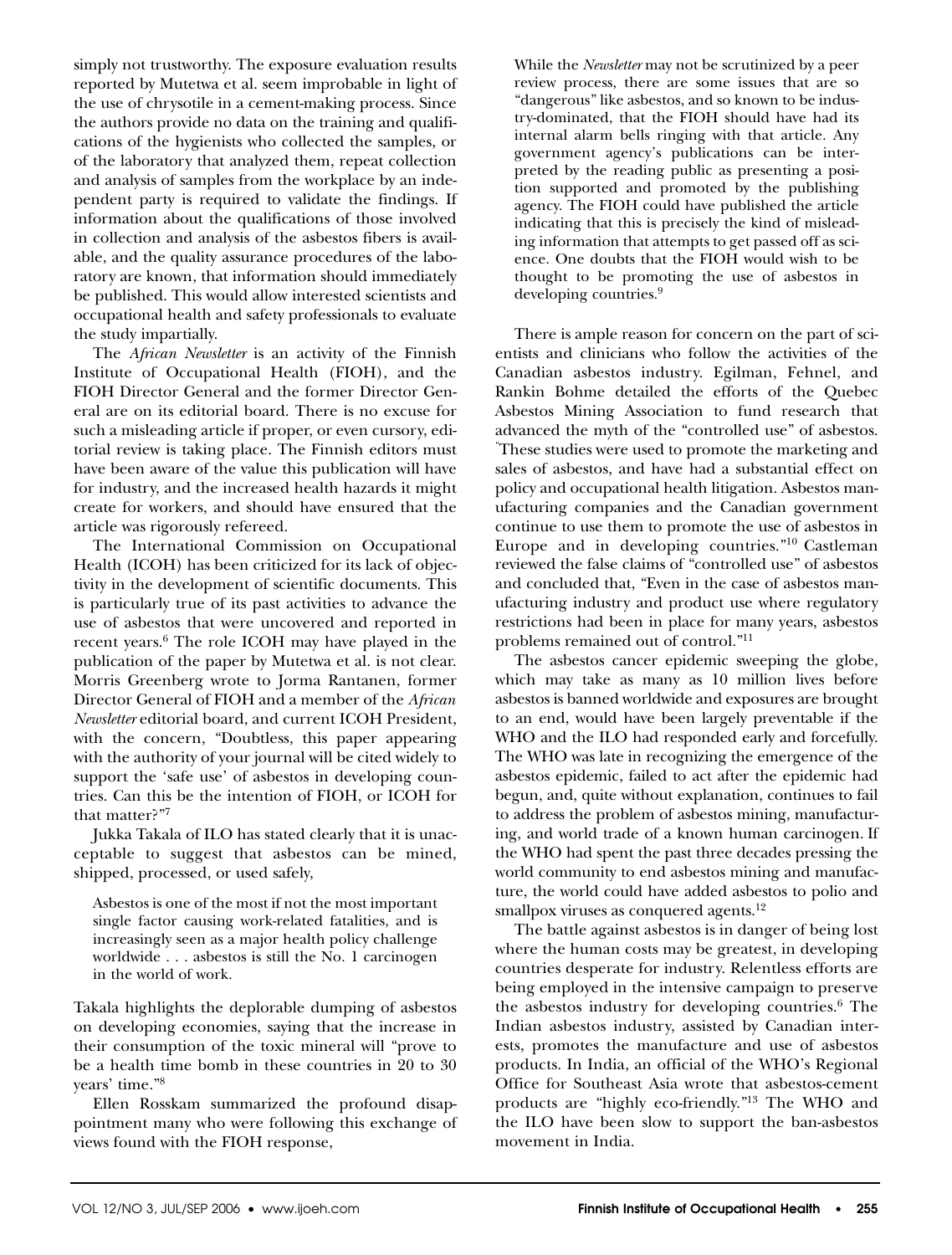simply not trustworthy. The exposure evaluation results reported by Mutetwa et al. seem improbable in light of the use of chrysotile in a cement-making process. Since the authors provide no data on the training and qualifications of the hygienists who collected the samples, or of the laboratory that analyzed them, repeat collection and analysis of samples from the workplace by an independent party is required to validate the findings. If information about the qualifications of those involved in collection and analysis of the asbestos fibers is available, and the quality assurance procedures of the laboratory are known, that information should immediately be published. This would allow interested scientists and occupational health and safety professionals to evaluate the study impartially.

The *African Newsletter* is an activity of the Finnish Institute of Occupational Health (FIOH), and the FIOH Director General and the former Director General are on its editorial board. There is no excuse for such a misleading article if proper, or even cursory, editorial review is taking place. The Finnish editors must have been aware of the value this publication will have for industry, and the increased health hazards it might create for workers, and should have ensured that the article was rigorously refereed.

The International Commission on Occupational Health (ICOH) has been criticized for its lack of objectivity in the development of scientific documents. This is particularly true of its past activities to advance the use of asbestos that were uncovered and reported in recent years.[6] The role ICOH may have played in the publication of the paper by Mutetwa et al. is not clear. Morris Greenberg wrote to Jorma Rantanen, former Director General of FIOH and a member of the *African Newsletter* editorial board, and current ICOH President, with the concern, "Doubtless, this paper appearing with the authority of your journal will be cited widely to support the 'safe use' of asbestos in developing countries. Can this be the intention of FIOH, or ICOH for that matter?"[7]

Jukka Takala of ILO has stated clearly that it is unacceptable to suggest that asbestos can be mined, shipped, processed, or used safely,

> Asbestos is one of the most if not the most important single factor causing work-related fatalities, and is increasingly seen as a major health policy challenge worldwide . . . asbestos is still the No. 1 carcinogen in the world of work.

Takala highlights the deplorable dumping of asbestos on developing economies, saying that the increase in their consumption of the toxic mineral will "prove to be a health time bomb in these countries in 20 to 30 years' time."[8]

Ellen Rosskam summarized the profound disappointment many who were following this exchange of views found with the FIOH response,

> While the *Newsletter* may not be scrutinized by a peer review process, there are some issues that are so "dangerous" like asbestos, and so known to be industry-dominated, that the FIOH should have had its internal alarm bells ringing with that article. Any government agency's publications can be interpreted by the reading public as presenting a position supported and promoted by the publishing agency. The FIOH could have published the article indicating that this is precisely the kind of misleading information that attempts to get passed off as science. One doubts that the FIOH would wish to be thought to be promoting the use of asbestos in developing countries.[9]

There is ample reason for concern on the part of scientists and clinicians who follow the activities of the Canadian asbestos industry. Egilman, Fehnel, and Rankin Bohme detailed the efforts of the Quebec Asbestos Mining Association to fund research that advanced the myth of the "controlled use" of asbestos. "These studies were used to promote the marketing and sales of asbestos, and have had a substantial effect on policy and occupational health litigation. Asbestos manufacturing companies and the Canadian government continue to use them to promote the use of asbestos in Europe and in developing countries."[10] Castleman reviewed the false claims of "controlled use" of asbestos and concluded that, "Even in the case of asbestos manufacturing industry and product use where regulatory restrictions had been in place for many years, asbestos problems remained out of control."[11]

The asbestos cancer epidemic sweeping the globe, which may take as many as 10 million lives before asbestos is banned worldwide and exposures are brought to an end, would have been largely preventable if the WHO and the ILO had responded early and forcefully. The WHO was late in recognizing the emergence of the asbestos epidemic, failed to act after the epidemic had begun, and, quite without explanation, continues to fail to address the problem of asbestos mining, manufacturing, and world trade of a known human carcinogen. If the WHO had spent the past three decades pressing the world community to end asbestos mining and manufacture, the world could have added asbestos to polio and smallpox viruses as conquered agents.[12]

The battle against asbestos is in danger of being lost where the human costs may be greatest, in developing countries desperate for industry. Relentless efforts are being employed in the intensive campaign to preserve the asbestos industry for developing countries.[6] The Indian asbestos industry, assisted by Canadian interests, promotes the manufacture and use of asbestos products. In India, an official of the WHO's Regional Office for Southeast Asia wrote that asbestos-cement products are "highly eco-friendly."[13] The WHO and the ILO have been slow to support the ban-asbestos movement in India.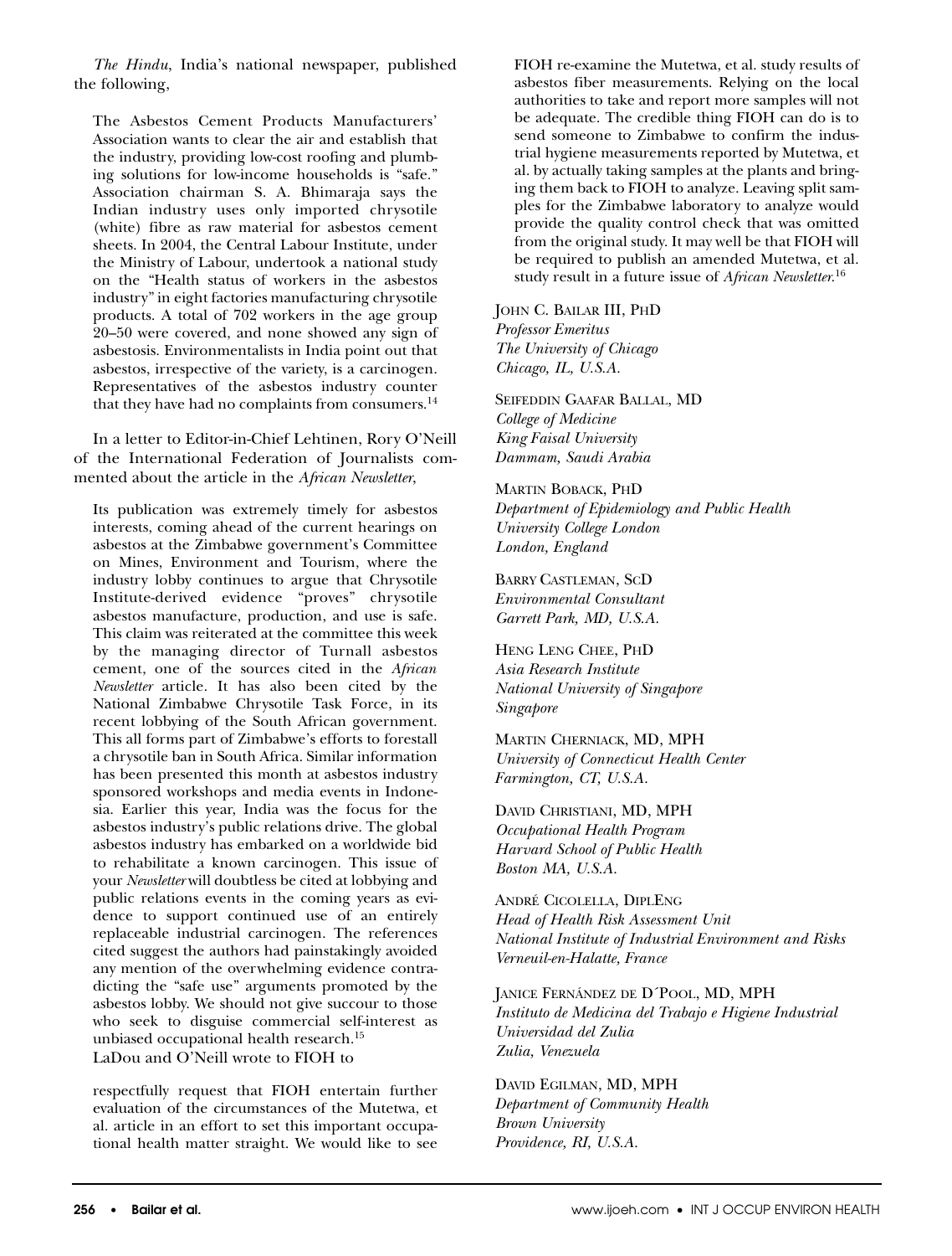*The Hindu*, India's national newspaper, published the following,

> The Asbestos Cement Products Manufacturers' Association wants to clear the air and establish that the industry, providing low-cost roofing and plumbing solutions for low-income households is "safe." Association chairman S. A. Bhimaraja says the Indian industry uses only imported chrysotile (white) fibre as raw material for asbestos cement sheets. In 2004, the Central Labour Institute, under the Ministry of Labour, undertook a national study on the "Health status of workers in the asbestos industry" in eight factories manufacturing chrysotile products. A total of 702 workers in the age group 20–50 were covered, and none showed any sign of asbestosis. Environmentalists in India point out that asbestos, irrespective of the variety, is a carcinogen. Representatives of the asbestos industry counter that they have had no complaints from consumers.[14]

In a letter to Editor-in-Chief Lehtinen, Rory O'Neill of the International Federation of Journalists commented about the article in the *African Newsletter*,

> Its publication was extremely timely for asbestos interests, coming ahead of the current hearings on asbestos at the Zimbabwe government's Committee on Mines, Environment and Tourism, where the industry lobby continues to argue that Chrysotile Institute-derived evidence "proves" chrysotile asbestos manufacture, production, and use is safe. This claim was reiterated at the committee this week by the managing director of Turnall asbestos cement, one of the sources cited in the *African Newsletter* article. It has also been cited by the National Zimbabwe Chrysotile Task Force, in its recent lobbying of the South African government. This all forms part of Zimbabwe's efforts to forestall a chrysotile ban in South Africa. Similar information has been presented this month at asbestos industry sponsored workshops and media events in Indonesia. Earlier this year, India was the focus for the asbestos industry's public relations drive. The global asbestos industry has embarked on a worldwide bid to rehabilitate a known carcinogen. This issue of your *Newsletter* will doubtless be cited at lobbying and public relations events in the coming years as evidence to support continued use of an entirely replaceable industrial carcinogen. The references cited suggest the authors had painstakingly avoided any mention of the overwhelming evidence contradicting the "safe use" arguments promoted by the asbestos lobby. We should not give succour to those who seek to disguise commercial self-interest as unbiased occupational health research.[15]

LaDou and O'Neill wrote to FIOH to

> respectfully request that FIOH entertain further evaluation of the circumstances of the Mutetwa, et al. article in an effort to set this important occupational health matter straight. We would like to see FIOH re-examine the Mutetwa, et al. study results of asbestos fiber measurements. Relying on the local authorities to take and report more samples will not be adequate. The credible thing FIOH can do is to send someone to Zimbabwe to confirm the industrial hygiene measurements reported by Mutetwa, et al. by actually taking samples at the plants and bringing them back to FIOH to analyze. Leaving split samples for the Zimbabwe laboratory to analyze would provide the quality control check that was omitted from the original study. It may well be that FIOH will be required to publish an amended Mutetwa, et al. study result in a future issue of *African Newsletter*.[16]

John C. Bailar III, PhD
*Professor Emeritus*
*The University of Chicago*
*Chicago, IL, U.S.A.*

Seifeddin Gaafar Ballal, MD
*College of Medicine*
*King Faisal University*
*Dammam, Saudi Arabia*

Martin Boback, PhD
*Department of Epidemiology and Public Health*
*University College London*
*London, England*

Barry Castleman, ScD
*Environmental Consultant*
*Garrett Park, MD, U.S.A.*

Heng Leng Chee, PhD
*Asia Research Institute*
*National University of Singapore*
*Singapore*

Martin Cherniack, MD, MPH
*University of Connecticut Health Center*
*Farmington, CT, U.S.A.*

David Christiani, MD, MPH
*Occupational Health Program*
*Harvard School of Public Health*
*Boston MA, U.S.A.*

André Cicolella, DiplEng
*Head of Health Risk Assessment Unit*
*National Institute of Industrial Environment and Risks*
*Verneuil-en-Halatte, France*

Janice Fernández de D´Pool, MD, MPH
*Instituto de Medicina del Trabajo e Higiene Industrial*
*Universidad del Zulia*
*Zulia, Venezuela*

David Egilman, MD, MPH
*Department of Community Health*
*Brown University*
*Providence, RI, U.S.A.*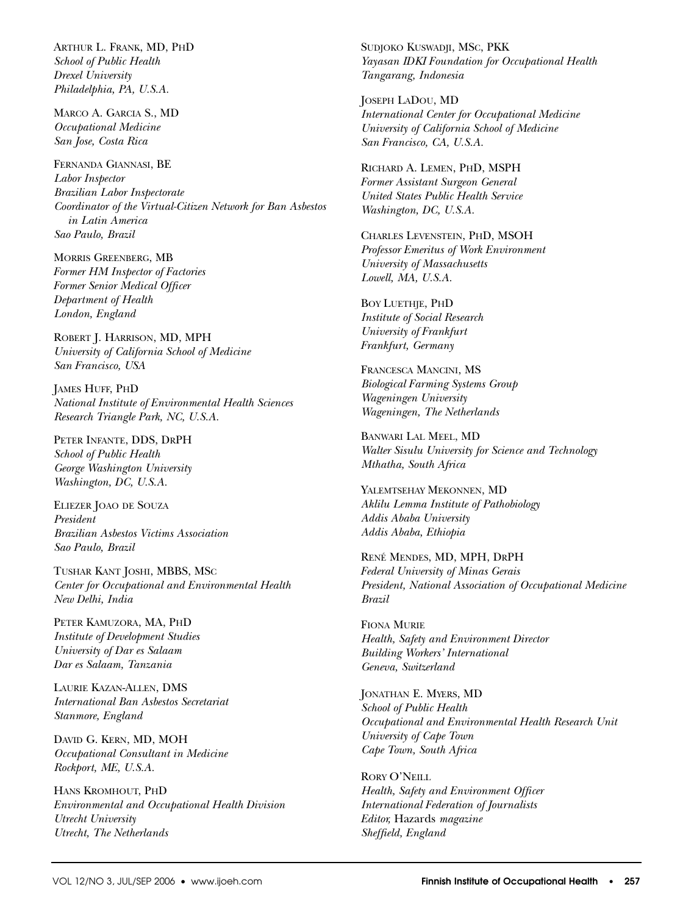ARTHUR L. FRANK, MD, PHD
*School of Public Health*
*Drexel University*
*Philadelphia, PA, U.S.A.*

MARCO A. GARCIA S., MD
*Occupational Medicine*
*San Jose, Costa Rica*

FERNANDA GIANNASI, BE
*Labor Inspector*
*Brazilian Labor Inspectorate*
*Coordinator of the Virtual-Citizen Network for Ban Asbestos in Latin America*
*Sao Paulo, Brazil*

MORRIS GREENBERG, MB
*Former HM Inspector of Factories*
*Former Senior Medical Officer*
*Department of Health*
*London, England*

ROBERT J. HARRISON, MD, MPH
*University of California School of Medicine*
*San Francisco, USA*

JAMES HUFF, PHD
*National Institute of Environmental Health Sciences*
*Research Triangle Park, NC, U.S.A.*

PETER INFANTE, DDS, DRPH
*School of Public Health*
*George Washington University*
*Washington, DC, U.S.A.*

ELIEZER JOAO DE SOUZA
*President*
*Brazilian Asbestos Victims Association*
*Sao Paulo, Brazil*

TUSHAR KANT JOSHI, MBBS, MSC
*Center for Occupational and Environmental Health*
*New Delhi, India*

PETER KAMUZORA, MA, PHD
*Institute of Development Studies*
*University of Dar es Salaam*
*Dar es Salaam, Tanzania*

LAURIE KAZAN-ALLEN, DMS
*International Ban Asbestos Secretariat*
*Stanmore, England*

DAVID G. KERN, MD, MOH
*Occupational Consultant in Medicine*
*Rockport, ME, U.S.A.*

HANS KROMHOUT, PHD
*Environmental and Occupational Health Division*
*Utrecht University*
*Utrecht, The Netherlands*

SUDJOKO KUSWADJI, MSC, PKK
*Yayasan IDKI Foundation for Occupational Health*
*Tangarang, Indonesia*

JOSEPH LADOU, MD
*International Center for Occupational Medicine*
*University of California School of Medicine*
*San Francisco, CA, U.S.A.*

RICHARD A. LEMEN, PHD, MSPH
*Former Assistant Surgeon General*
*United States Public Health Service*
*Washington, DC, U.S.A.*

CHARLES LEVENSTEIN, PHD, MSOH
*Professor Emeritus of Work Environment*
*University of Massachusetts*
*Lowell, MA, U.S.A.*

BOY LUETHJE, PHD
*Institute of Social Research*
*University of Frankfurt*
*Frankfurt, Germany*

FRANCESCA MANCINI, MS
*Biological Farming Systems Group*
*Wageningen University*
*Wageningen, The Netherlands*

BANWARI LAL MEEL, MD
*Walter Sisulu University for Science and Technology*
*Mthatha, South Africa*

YALEMTSEHAY MEKONNEN, MD
*Aklilu Lemma Institute of Pathobiology*
*Addis Ababa University*
*Addis Ababa, Ethiopia*

RENÉ MENDES, MD, MPH, DRPH
*Federal University of Minas Gerais*
*President, National Association of Occupational Medicine*
*Brazil*

FIONA MURIE
*Health, Safety and Environment Director*
*Building Workers' International*
*Geneva, Switzerland*

JONATHAN E. MYERS, MD
*School of Public Health*
*Occupational and Environmental Health Research Unit*
*University of Cape Town*
*Cape Town, South Africa*

RORY O'NEILL
*Health, Safety and Environment Officer*
*International Federation of Journalists*
*Editor,* Hazards *magazine*
*Sheffield, England*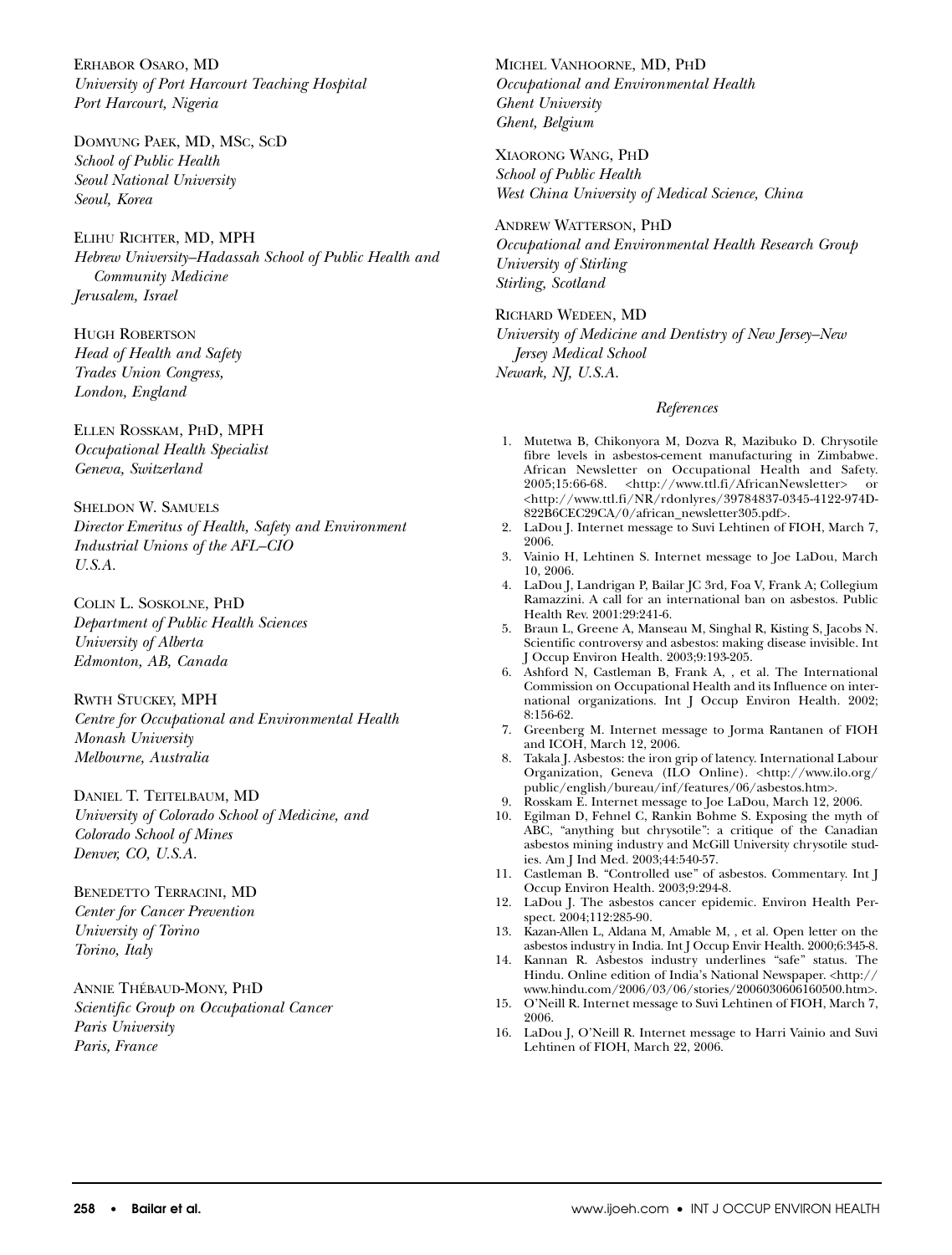ERHABOR OSARO, MD
*University of Port Harcourt Teaching Hospital*
*Port Harcourt, Nigeria*

DOMYUNG PAEK, MD, MSC, SCD
*School of Public Health*
*Seoul National University*
*Seoul, Korea*

ELIHU RICHTER, MD, MPH
*Hebrew University–Hadassah School of Public Health and Community Medicine*
*Jerusalem, Israel*

HUGH ROBERTSON
*Head of Health and Safety*
*Trades Union Congress,*
*London, England*

ELLEN ROSSKAM, PHD, MPH
*Occupational Health Specialist*
*Geneva, Switzerland*

SHELDON W. SAMUELS
*Director Emeritus of Health, Safety and Environment*
*Industrial Unions of the AFL–CIO*
*U.S.A.*

COLIN L. SOSKOLNE, PHD
*Department of Public Health Sciences*
*University of Alberta*
*Edmonton, AB, Canada*

RWTH STUCKEY, MPH
*Centre for Occupational and Environmental Health*
*Monash University*
*Melbourne, Australia*

DANIEL T. TEITELBAUM, MD
*University of Colorado School of Medicine, and*
*Colorado School of Mines*
*Denver, CO, U.S.A.*

BENEDETTO TERRACINI, MD
*Center for Cancer Prevention*
*University of Torino*
*Torino, Italy*

ANNIE THÉBAUD-MONY, PHD
*Scientific Group on Occupational Cancer*
*Paris University*
*Paris, France*

MICHEL VANHOORNE, MD, PHD
*Occupational and Environmental Health*
*Ghent University*
*Ghent, Belgium*

XIAORONG WANG, PHD
*School of Public Health*
*West China University of Medical Science, China*

ANDREW WATTERSON, PHD
*Occupational and Environmental Health Research Group*
*University of Stirling*
*Stirling, Scotland*

RICHARD WEDEEN, MD
*University of Medicine and Dentistry of New Jersey–New Jersey Medical School*
*Newark, NJ, U.S.A.*

### *References*

1. Mutetwa B, Chikonyora M, Dozva R, Mazibuko D. Chrysotile fibre levels in asbestos-cement manufacturing in Zimbabwe. African Newsletter on Occupational Health and Safety. 2005;15:66-68. <http://www.ttl.fi/AfricanNewsletter> or <http://www.ttl.fi/NR/rdonlyres/39784837-0345-4122-974D-822B6CEC29CA/0/african_newsletter305.pdf>.
2. LaDou J. Internet message to Suvi Lehtinen of FIOH, March 7, 2006.
3. Vainio H, Lehtinen S. Internet message to Joe LaDou, March 10, 2006.
4. LaDou J, Landrigan P, Bailar JC 3rd, Foa V, Frank A; Collegium Ramazzini. A call for an international ban on asbestos. Public Health Rev. 2001:29:241-6.
5. Braun L, Greene A, Manseau M, Singhal R, Kisting S, Jacobs N. Scientific controversy and asbestos: making disease invisible. Int J Occup Environ Health. 2003;9:193-205.
6. Ashford N, Castleman B, Frank A, , et al. The International Commission on Occupational Health and its Influence on international organizations. Int J Occup Environ Health. 2002; 8:156-62.
7. Greenberg M. Internet message to Jorma Rantanen of FIOH and ICOH, March 12, 2006.
8. Takala J. Asbestos: the iron grip of latency. International Labour Organization, Geneva (ILO Online). <http://www.ilo.org/public/english/bureau/inf/features/06/asbestos.htm>.
9. Rosskam E. Internet message to Joe LaDou, March 12, 2006.
10. Egilman D, Fehnel C, Rankin Bohme S. Exposing the myth of ABC, "anything but chrysotile": a critique of the Canadian asbestos mining industry and McGill University chrysotile studies. Am J Ind Med. 2003;44:540-57.
11. Castleman B. "Controlled use" of asbestos. Commentary. Int J Occup Environ Health. 2003;9:294-8.
12. LaDou J. The asbestos cancer epidemic. Environ Health Perspect. 2004;112:285-90.
13. Kazan-Allen L, Aldana M, Amable M, , et al. Open letter on the asbestos industry in India. Int J Occup Envir Health. 2000;6:345-8.
14. Kannan R. Asbestos industry underlines "safe" status. The Hindu. Online edition of India's National Newspaper. <http://www.hindu.com/2006/03/06/stories/2006030606160500.htm>.
15. O'Neill R. Internet message to Suvi Lehtinen of FIOH, March 7, 2006.
16. LaDou J, O'Neill R. Internet message to Harri Vainio and Suvi Lehtinen of FIOH, March 22, 2006.